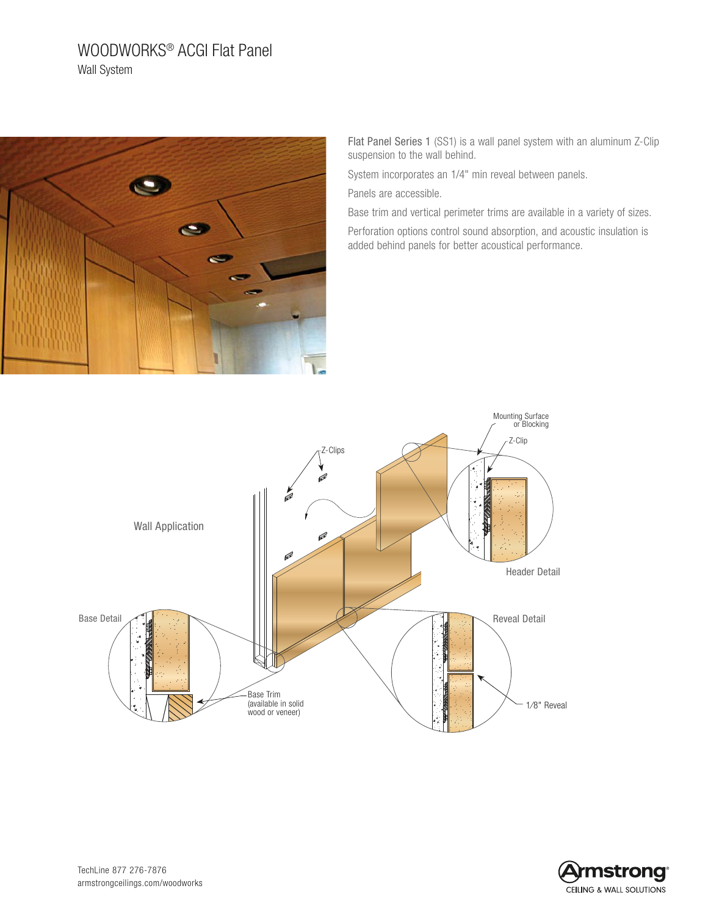# WOODWORKS® ACGI Flat Panel

Wall System

Flat Panel Series 1 (SS1) is a wall panel system with an aluminum Z-Clip suspension to the wall behind.

System incorporates an 1/4" min reveal between panels.

Panels are accessible.

Base trim and vertical perimeter trims are available in a variety of sizes.

Perforation options control sound absorption, and acoustic insulation is added behind panels for better acoustical performance.

Wall Application

Z-Clips

Mounting Surface or Blocking

Z-Clip

Header Detail

Base Detail

Reveal Detail

Base Trim (available in solid wood or veneer)

1/8" Reveal

TechLine 877 276-7876
armstrongceilings.com/woodworks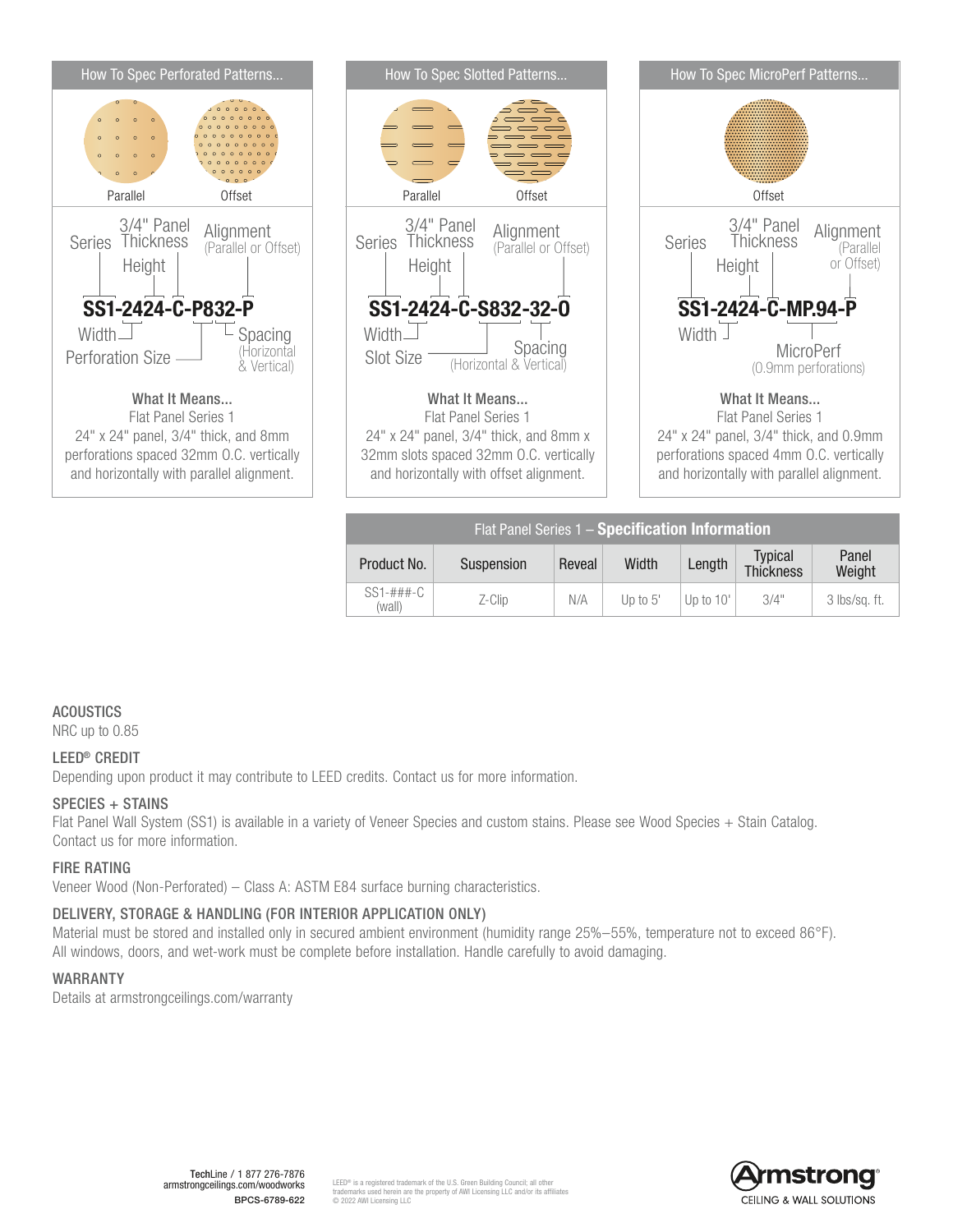## How To Spec Perforated Patterns...

Parallel Offset

Series | 3/4" Panel Thickness | Height | Alignment (Parallel or Offset)

**SS1-2424-C-P832-P**

Width | Perforation Size | Spacing (Horizontal & Vertical)

**What It Means...**
Flat Panel Series 1
24" x 24" panel, 3/4" thick, and 8mm perforations spaced 32mm O.C. vertically and horizontally with parallel alignment.

## How To Spec Slotted Patterns...

Parallel Offset

Series | 3/4" Panel Thickness | Height | Alignment (Parallel or Offset)

**SS1-2424-C-S832-32-O**

Width | Slot Size | Spacing (Horizontal & Vertical)

**What It Means...**
Flat Panel Series 1
24" x 24" panel, 3/4" thick, and 8mm x 32mm slots spaced 32mm O.C. vertically and horizontally with offset alignment.

## How To Spec MicroPerf Patterns...

Offset

Series | 3/4" Panel Thickness | Height | Alignment (Parallel or Offset)

**SS1-2424-C-MP.94-P**

Width | MicroPerf (0.9mm perforations)

**What It Means...**
Flat Panel Series 1
24" x 24" panel, 3/4" thick, and 0.9mm perforations spaced 4mm O.C. vertically and horizontally with parallel alignment.

## Flat Panel Series 1 – **Specification Information**

| Product No. | Suspension | Reveal | Width | Length | Typical Thickness | Panel Weight |
|---|---|---|---|---|---|---|
| SS1-###-C (wall) | Z-Clip | N/A | Up to 5' | Up to 10' | 3/4" | 3 lbs/sq. ft. |

### ACOUSTICS
NRC up to 0.85

### LEED® CREDIT
Depending upon product it may contribute to LEED credits. Contact us for more information.

### SPECIES + STAINS
Flat Panel Wall System (SS1) is available in a variety of Veneer Species and custom stains. Please see Wood Species + Stain Catalog. Contact us for more information.

### FIRE RATING
Veneer Wood (Non-Perforated) – Class A: ASTM E84 surface burning characteristics.

### DELIVERY, STORAGE & HANDLING (FOR INTERIOR APPLICATION ONLY)
Material must be stored and installed only in secured ambient environment (humidity range 25%–55%, temperature not to exceed 86°F). All windows, doors, and wet-work must be complete before installation. Handle carefully to avoid damaging.

### WARRANTY
Details at armstrongceilings.com/warranty

**TechLine** / 1 877 276-7876
armstrongceilings.com/woodworks
BPCS-6789-622

LEED® is a registered trademark of the U.S. Green Building Council; all other trademarks used herein are the property of AWI Licensing LLC and/or its affiliates
© 2022 AWI Licensing LLC

Armstrong® CEILING & WALL SOLUTIONS